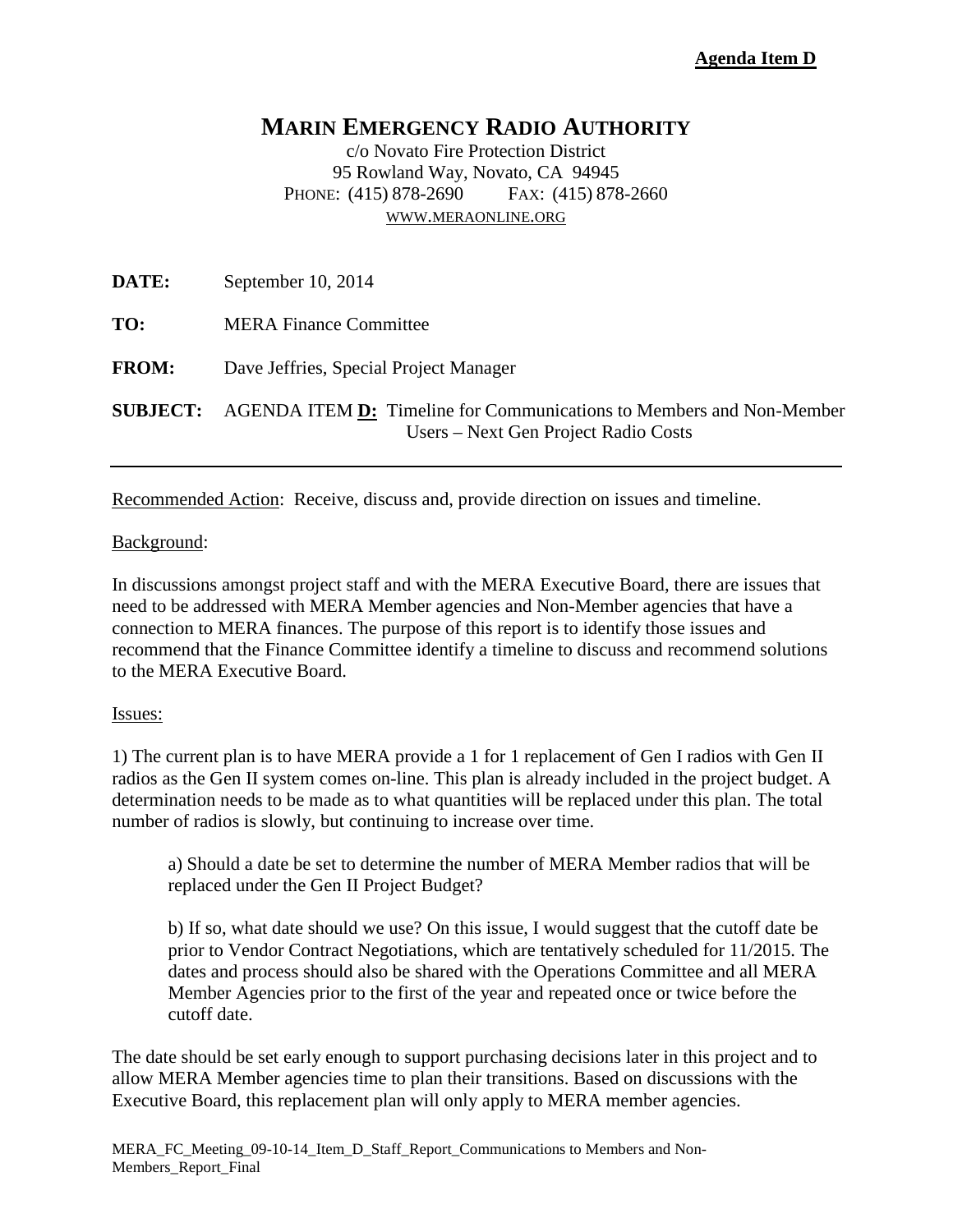**Agenda Item D**

# MARIN EMERGENCY RADIO AUTHORITY

c/o Novato Fire Protection District
95 Rowland Way, Novato, CA 94945
PHONE: (415) 878-2690 FAX: (415) 878-2660
WWW.MERAONLINE.ORG

**DATE:** September 10, 2014

**TO:** MERA Finance Committee

**FROM:** Dave Jeffries, Special Project Manager

**SUBJECT:** AGENDA ITEM **D:** Timeline for Communications to Members and Non-Member Users – Next Gen Project Radio Costs

---

Recommended Action: Receive, discuss and, provide direction on issues and timeline.

Background:

In discussions amongst project staff and with the MERA Executive Board, there are issues that need to be addressed with MERA Member agencies and Non-Member agencies that have a connection to MERA finances. The purpose of this report is to identify those issues and recommend that the Finance Committee identify a timeline to discuss and recommend solutions to the MERA Executive Board.

Issues:

1) The current plan is to have MERA provide a 1 for 1 replacement of Gen I radios with Gen II radios as the Gen II system comes on-line. This plan is already included in the project budget. A determination needs to be made as to what quantities will be replaced under this plan. The total number of radios is slowly, but continuing to increase over time.

> a) Should a date be set to determine the number of MERA Member radios that will be replaced under the Gen II Project Budget?
>
> b) If so, what date should we use? On this issue, I would suggest that the cutoff date be prior to Vendor Contract Negotiations, which are tentatively scheduled for 11/2015. The dates and process should also be shared with the Operations Committee and all MERA Member Agencies prior to the first of the year and repeated once or twice before the cutoff date.

The date should be set early enough to support purchasing decisions later in this project and to allow MERA Member agencies time to plan their transitions. Based on discussions with the Executive Board, this replacement plan will only apply to MERA member agencies.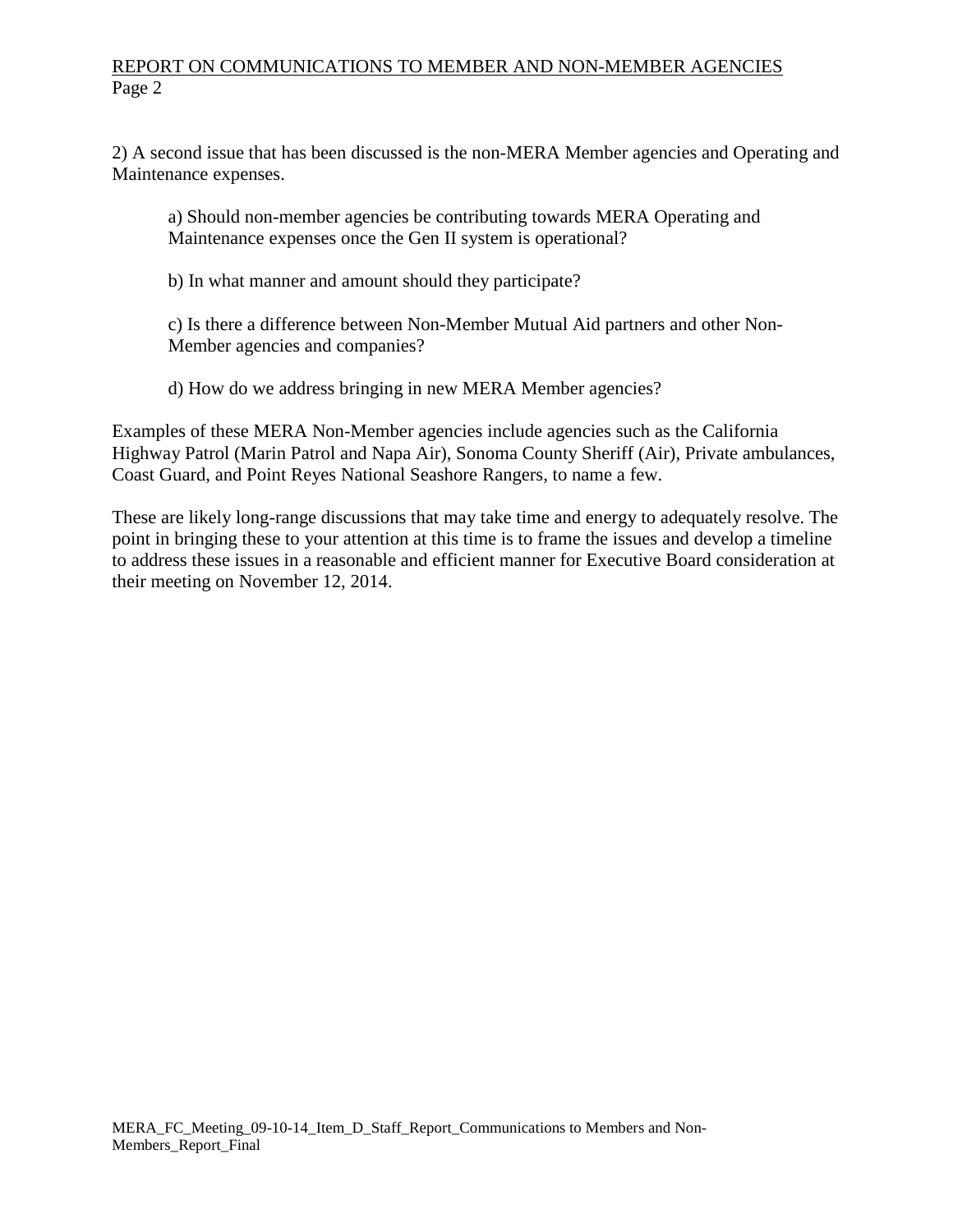2) A second issue that has been discussed is the non-MERA Member agencies and Operating and Maintenance expenses.

a) Should non-member agencies be contributing towards MERA Operating and Maintenance expenses once the Gen II system is operational?

b) In what manner and amount should they participate?

c) Is there a difference between Non-Member Mutual Aid partners and other Non-Member agencies and companies?

d) How do we address bringing in new MERA Member agencies?

Examples of these MERA Non-Member agencies include agencies such as the California Highway Patrol (Marin Patrol and Napa Air), Sonoma County Sheriff (Air), Private ambulances, Coast Guard, and Point Reyes National Seashore Rangers, to name a few.

These are likely long-range discussions that may take time and energy to adequately resolve. The point in bringing these to your attention at this time is to frame the issues and develop a timeline to address these issues in a reasonable and efficient manner for Executive Board consideration at their meeting on November 12, 2014.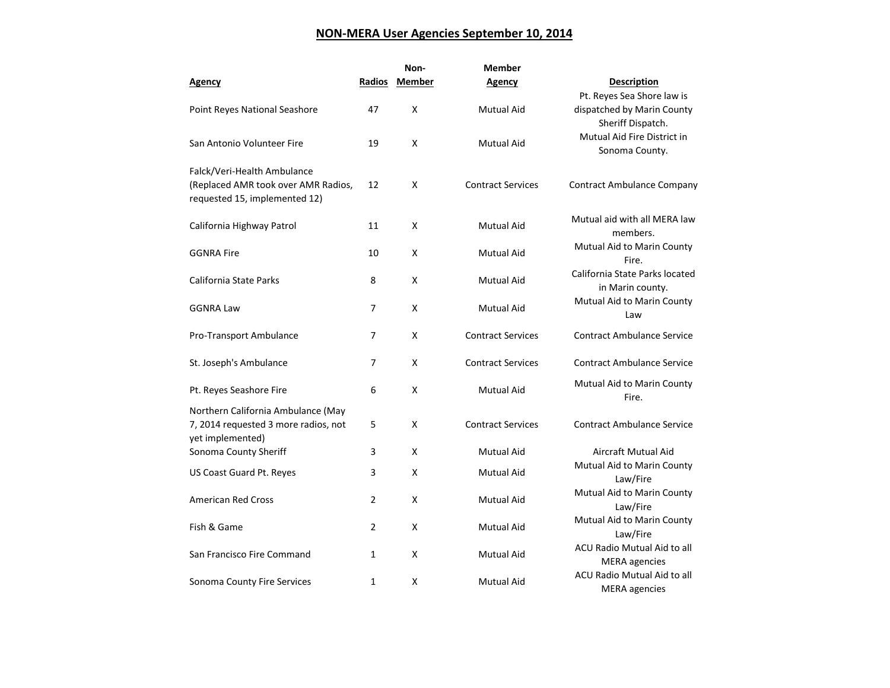# NON-MERA User Agencies September 10, 2014

| Agency | Radios | Non-Member | Member Agency | Description |
|---|---|---|---|---|
| Point Reyes National Seashore | 47 | X | Mutual Aid | Pt. Reyes Sea Shore law is dispatched by Marin County Sheriff Dispatch. |
| San Antonio Volunteer Fire | 19 | X | Mutual Aid | Mutual Aid Fire District in Sonoma County. |
| Falck/Veri-Health Ambulance (Replaced AMR took over AMR Radios, requested 15, implemented 12) | 12 | X | Contract Services | Contract Ambulance Company |
| California Highway Patrol | 11 | X | Mutual Aid | Mutual aid with all MERA law members. |
| GGNRA Fire | 10 | X | Mutual Aid | Mutual Aid to Marin County Fire. |
| California State Parks | 8 | X | Mutual Aid | California State Parks located in Marin county. |
| GGNRA Law | 7 | X | Mutual Aid | Mutual Aid to Marin County Law |
| Pro-Transport Ambulance | 7 | X | Contract Services | Contract Ambulance Service |
| St. Joseph's Ambulance | 7 | X | Contract Services | Contract Ambulance Service |
| Pt. Reyes Seashore Fire | 6 | X | Mutual Aid | Mutual Aid to Marin County Fire. |
| Northern California Ambulance (May 7, 2014 requested 3 more radios, not yet implemented) | 5 | X | Contract Services | Contract Ambulance Service |
| Sonoma County Sheriff | 3 | X | Mutual Aid | Aircraft Mutual Aid |
| US Coast Guard Pt. Reyes | 3 | X | Mutual Aid | Mutual Aid to Marin County Law/Fire |
| American Red Cross | 2 | X | Mutual Aid | Mutual Aid to Marin County Law/Fire |
| Fish & Game | 2 | X | Mutual Aid | Mutual Aid to Marin County Law/Fire |
| San Francisco Fire Command | 1 | X | Mutual Aid | ACU Radio Mutual Aid to all MERA agencies |
| Sonoma County Fire Services | 1 | X | Mutual Aid | ACU Radio Mutual Aid to all MERA agencies |